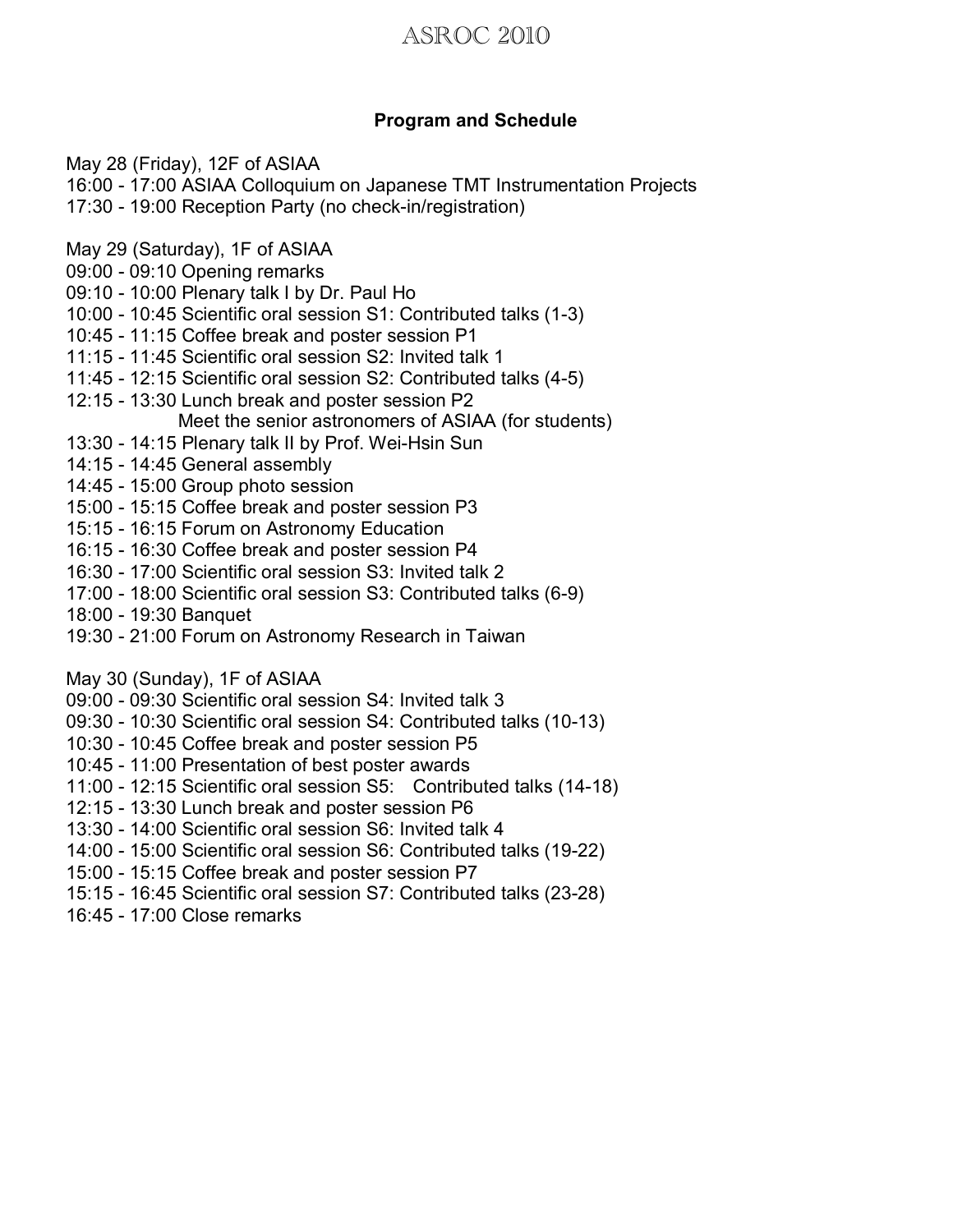# ASROC 2010

## Program and Schedule

May 28 (Friday), 12F of ASIAA
16:00 - 17:00 ASIAA Colloquium on Japanese TMT Instrumentation Projects
17:30 - 19:00 Reception Party (no check-in/registration)

May 29 (Saturday), 1F of ASIAA
09:00 - 09:10 Opening remarks
09:10 - 10:00 Plenary talk I by Dr. Paul Ho
10:00 - 10:45 Scientific oral session S1: Contributed talks (1-3)
10:45 - 11:15 Coffee break and poster session P1
11:15 - 11:45 Scientific oral session S2: Invited talk 1
11:45 - 12:15 Scientific oral session S2: Contributed talks (4-5)
12:15 - 13:30 Lunch break and poster session P2
Meet the senior astronomers of ASIAA (for students)
13:30 - 14:15 Plenary talk II by Prof. Wei-Hsin Sun
14:15 - 14:45 General assembly
14:45 - 15:00 Group photo session
15:00 - 15:15 Coffee break and poster session P3
15:15 - 16:15 Forum on Astronomy Education
16:15 - 16:30 Coffee break and poster session P4
16:30 - 17:00 Scientific oral session S3: Invited talk 2
17:00 - 18:00 Scientific oral session S3: Contributed talks (6-9)
18:00 - 19:30 Banquet
19:30 - 21:00 Forum on Astronomy Research in Taiwan

May 30 (Sunday), 1F of ASIAA
09:00 - 09:30 Scientific oral session S4: Invited talk 3
09:30 - 10:30 Scientific oral session S4: Contributed talks (10-13)
10:30 - 10:45 Coffee break and poster session P5
10:45 - 11:00 Presentation of best poster awards
11:00 - 12:15 Scientific oral session S5: Contributed talks (14-18)
12:15 - 13:30 Lunch break and poster session P6
13:30 - 14:00 Scientific oral session S6: Invited talk 4
14:00 - 15:00 Scientific oral session S6: Contributed talks (19-22)
15:00 - 15:15 Coffee break and poster session P7
15:15 - 16:45 Scientific oral session S7: Contributed talks (23-28)
16:45 - 17:00 Close remarks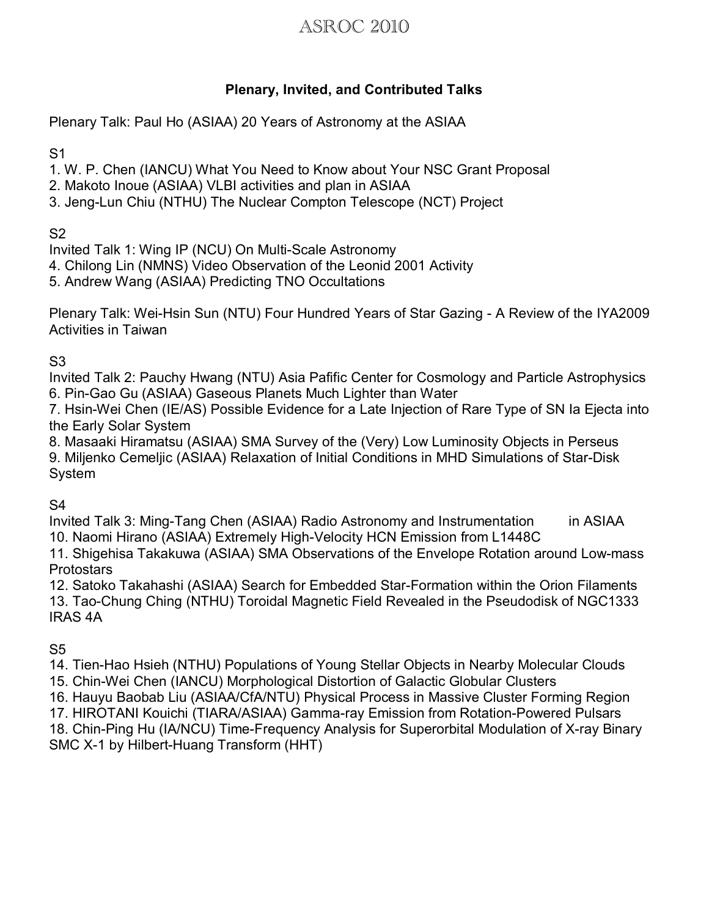## Plenary, Invited, and Contributed Talks

Plenary Talk: Paul Ho (ASIAA) 20 Years of Astronomy at the ASIAA

S1

1. W. P. Chen (IANCU) What You Need to Know about Your NSC Grant Proposal
2. Makoto Inoue (ASIAA) VLBI activities and plan in ASIAA
3. Jeng-Lun Chiu (NTHU) The Nuclear Compton Telescope (NCT) Project

S2

Invited Talk 1: Wing IP (NCU) On Multi-Scale Astronomy

4. Chilong Lin (NMNS) Video Observation of the Leonid 2001 Activity
5. Andrew Wang (ASIAA) Predicting TNO Occultations

Plenary Talk: Wei-Hsin Sun (NTU) Four Hundred Years of Star Gazing - A Review of the IYA2009 Activities in Taiwan

S3

Invited Talk 2: Pauchy Hwang (NTU) Asia Pafific Center for Cosmology and Particle Astrophysics

6. Pin-Gao Gu (ASIAA) Gaseous Planets Much Lighter than Water
7. Hsin-Wei Chen (IE/AS) Possible Evidence for a Late Injection of Rare Type of SN Ia Ejecta into the Early Solar System
8. Masaaki Hiramatsu (ASIAA) SMA Survey of the (Very) Low Luminosity Objects in Perseus
9. Miljenko Cemeljic (ASIAA) Relaxation of Initial Conditions in MHD Simulations of Star-Disk System

S4

Invited Talk 3: Ming-Tang Chen (ASIAA) Radio Astronomy and Instrumentation in ASIAA

10. Naomi Hirano (ASIAA) Extremely High-Velocity HCN Emission from L1448C
11. Shigehisa Takakuwa (ASIAA) SMA Observations of the Envelope Rotation around Low-mass Protostars
12. Satoko Takahashi (ASIAA) Search for Embedded Star-Formation within the Orion Filaments
13. Tao-Chung Ching (NTHU) Toroidal Magnetic Field Revealed in the Pseudodisk of NGC1333 IRAS 4A

S5

14. Tien-Hao Hsieh (NTHU) Populations of Young Stellar Objects in Nearby Molecular Clouds
15. Chin-Wei Chen (IANCU) Morphological Distortion of Galactic Globular Clusters
16. Hauyu Baobab Liu (ASIAA/CfA/NTU) Physical Process in Massive Cluster Forming Region
17. HIROTANI Kouichi (TIARA/ASIAA) Gamma-ray Emission from Rotation-Powered Pulsars
18. Chin-Ping Hu (IA/NCU) Time-Frequency Analysis for Superorbital Modulation of X-ray Binary SMC X-1 by Hilbert-Huang Transform (HHT)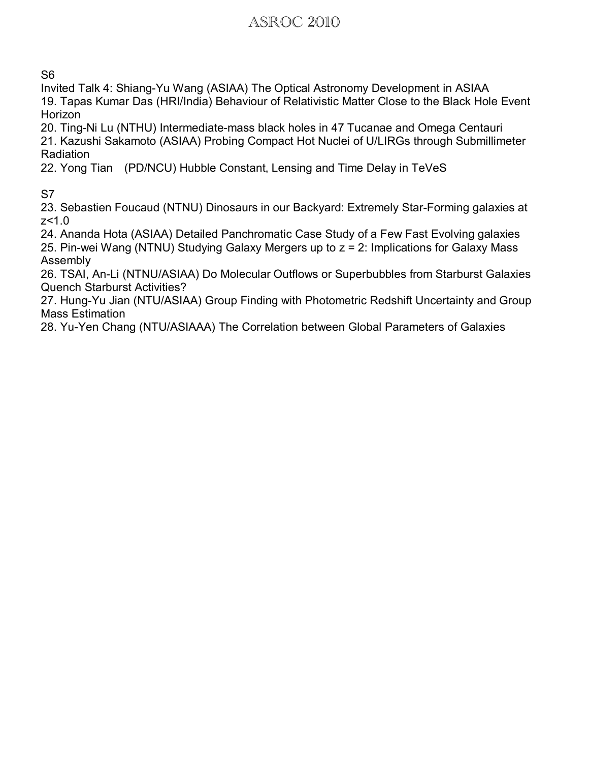S6

Invited Talk 4: Shiang-Yu Wang (ASIAA) The Optical Astronomy Development in ASIAA

19. Tapas Kumar Das (HRI/India) Behaviour of Relativistic Matter Close to the Black Hole Event Horizon

20. Ting-Ni Lu (NTHU) Intermediate-mass black holes in 47 Tucanae and Omega Centauri

21. Kazushi Sakamoto (ASIAA) Probing Compact Hot Nuclei of U/LIRGs through Submillimeter Radiation

22. Yong Tian (PD/NCU) Hubble Constant, Lensing and Time Delay in TeVeS

S7

23. Sebastien Foucaud (NTNU) Dinosaurs in our Backyard: Extremely Star-Forming galaxies at $z<1.0$

24. Ananda Hota (ASIAA) Detailed Panchromatic Case Study of a Few Fast Evolving galaxies

25. Pin-wei Wang (NTNU) Studying Galaxy Mergers up to $z = 2$: Implications for Galaxy Mass Assembly

26. TSAI, An-Li (NTNU/ASIAA) Do Molecular Outflows or Superbubbles from Starburst Galaxies Quench Starburst Activities?

27. Hung-Yu Jian (NTU/ASIAA) Group Finding with Photometric Redshift Uncertainty and Group Mass Estimation

28. Yu-Yen Chang (NTU/ASIAAA) The Correlation between Global Parameters of Galaxies